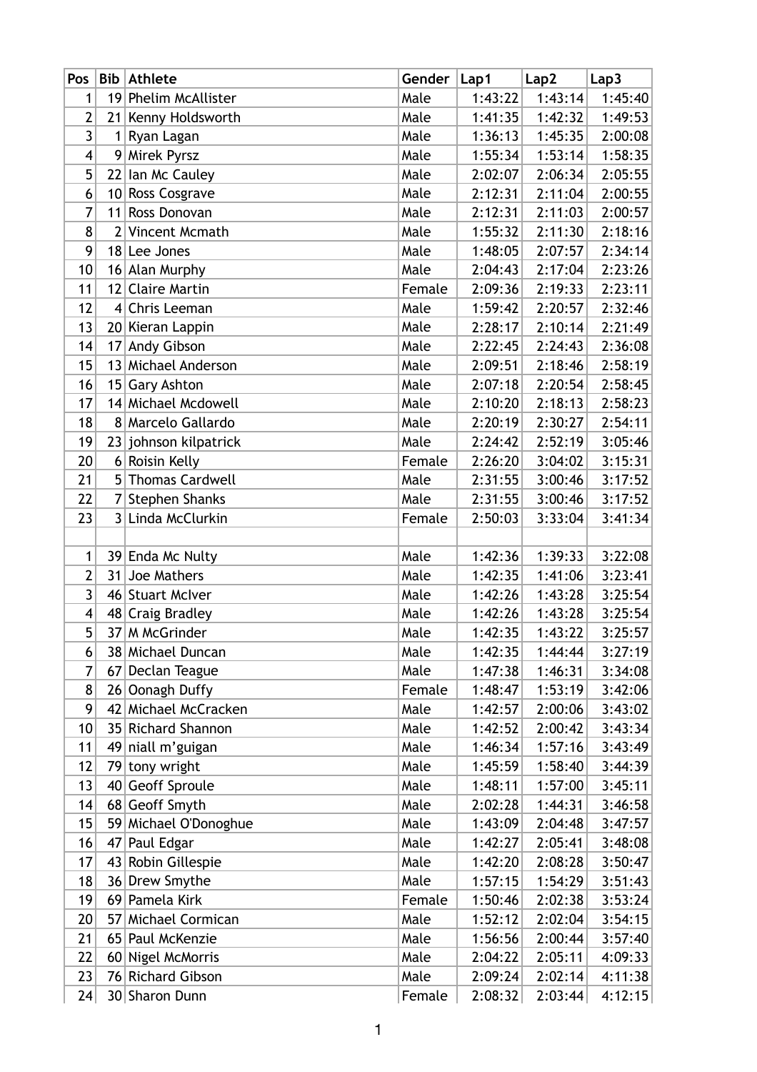| Pos | Bib | Athlete | Gender | Lap1 | Lap2 | Lap3 |
|---|---|---|---|---|---|---|
| 1 | 19 | Phelim McAllister | Male | 1:43:22 | 1:43:14 | 1:45:40 |
| 2 | 21 | Kenny Holdsworth | Male | 1:41:35 | 1:42:32 | 1:49:53 |
| 3 | 1 | Ryan Lagan | Male | 1:36:13 | 1:45:35 | 2:00:08 |
| 4 | 9 | Mirek Pyrsz | Male | 1:55:34 | 1:53:14 | 1:58:35 |
| 5 | 22 | Ian Mc Cauley | Male | 2:02:07 | 2:06:34 | 2:05:55 |
| 6 | 10 | Ross Cosgrave | Male | 2:12:31 | 2:11:04 | 2:00:55 |
| 7 | 11 | Ross Donovan | Male | 2:12:31 | 2:11:03 | 2:00:57 |
| 8 | 2 | Vincent Mcmath | Male | 1:55:32 | 2:11:30 | 2:18:16 |
| 9 | 18 | Lee Jones | Male | 1:48:05 | 2:07:57 | 2:34:14 |
| 10 | 16 | Alan Murphy | Male | 2:04:43 | 2:17:04 | 2:23:26 |
| 11 | 12 | Claire Martin | Female | 2:09:36 | 2:19:33 | 2:23:11 |
| 12 | 4 | Chris Leeman | Male | 1:59:42 | 2:20:57 | 2:32:46 |
| 13 | 20 | Kieran Lappin | Male | 2:28:17 | 2:10:14 | 2:21:49 |
| 14 | 17 | Andy Gibson | Male | 2:22:45 | 2:24:43 | 2:36:08 |
| 15 | 13 | Michael Anderson | Male | 2:09:51 | 2:18:46 | 2:58:19 |
| 16 | 15 | Gary Ashton | Male | 2:07:18 | 2:20:54 | 2:58:45 |
| 17 | 14 | Michael Mcdowell | Male | 2:10:20 | 2:18:13 | 2:58:23 |
| 18 | 8 | Marcelo Gallardo | Male | 2:20:19 | 2:30:27 | 2:54:11 |
| 19 | 23 | johnson kilpatrick | Male | 2:24:42 | 2:52:19 | 3:05:46 |
| 20 | 6 | Roisin Kelly | Female | 2:26:20 | 3:04:02 | 3:15:31 |
| 21 | 5 | Thomas Cardwell | Male | 2:31:55 | 3:00:46 | 3:17:52 |
| 22 | 7 | Stephen Shanks | Male | 2:31:55 | 3:00:46 | 3:17:52 |
| 23 | 3 | Linda McClurkin | Female | 2:50:03 | 3:33:04 | 3:41:34 |
| | | | | | | |
| 1 | 39 | Enda Mc Nulty | Male | 1:42:36 | 1:39:33 | 3:22:08 |
| 2 | 31 | Joe Mathers | Male | 1:42:35 | 1:41:06 | 3:23:41 |
| 3 | 46 | Stuart McIver | Male | 1:42:26 | 1:43:28 | 3:25:54 |
| 4 | 48 | Craig Bradley | Male | 1:42:26 | 1:43:28 | 3:25:54 |
| 5 | 37 | M McGrinder | Male | 1:42:35 | 1:43:22 | 3:25:57 |
| 6 | 38 | Michael Duncan | Male | 1:42:35 | 1:44:44 | 3:27:19 |
| 7 | 67 | Declan Teague | Male | 1:47:38 | 1:46:31 | 3:34:08 |
| 8 | 26 | Oonagh Duffy | Female | 1:48:47 | 1:53:19 | 3:42:06 |
| 9 | 42 | Michael McCracken | Male | 1:42:57 | 2:00:06 | 3:43:02 |
| 10 | 35 | Richard Shannon | Male | 1:42:52 | 2:00:42 | 3:43:34 |
| 11 | 49 | niall m'guigan | Male | 1:46:34 | 1:57:16 | 3:43:49 |
| 12 | 79 | tony wright | Male | 1:45:59 | 1:58:40 | 3:44:39 |
| 13 | 40 | Geoff Sproule | Male | 1:48:11 | 1:57:00 | 3:45:11 |
| 14 | 68 | Geoff Smyth | Male | 2:02:28 | 1:44:31 | 3:46:58 |
| 15 | 59 | Michael O'Donoghue | Male | 1:43:09 | 2:04:48 | 3:47:57 |
| 16 | 47 | Paul Edgar | Male | 1:42:27 | 2:05:41 | 3:48:08 |
| 17 | 43 | Robin Gillespie | Male | 1:42:20 | 2:08:28 | 3:50:47 |
| 18 | 36 | Drew Smythe | Male | 1:57:15 | 1:54:29 | 3:51:43 |
| 19 | 69 | Pamela Kirk | Female | 1:50:46 | 2:02:38 | 3:53:24 |
| 20 | 57 | Michael Cormican | Male | 1:52:12 | 2:02:04 | 3:54:15 |
| 21 | 65 | Paul McKenzie | Male | 1:56:56 | 2:00:44 | 3:57:40 |
| 22 | 60 | Nigel McMorris | Male | 2:04:22 | 2:05:11 | 4:09:33 |
| 23 | 76 | Richard Gibson | Male | 2:09:24 | 2:02:14 | 4:11:38 |
| 24 | 30 | Sharon Dunn | Female | 2:08:32 | 2:03:44 | 4:12:15 |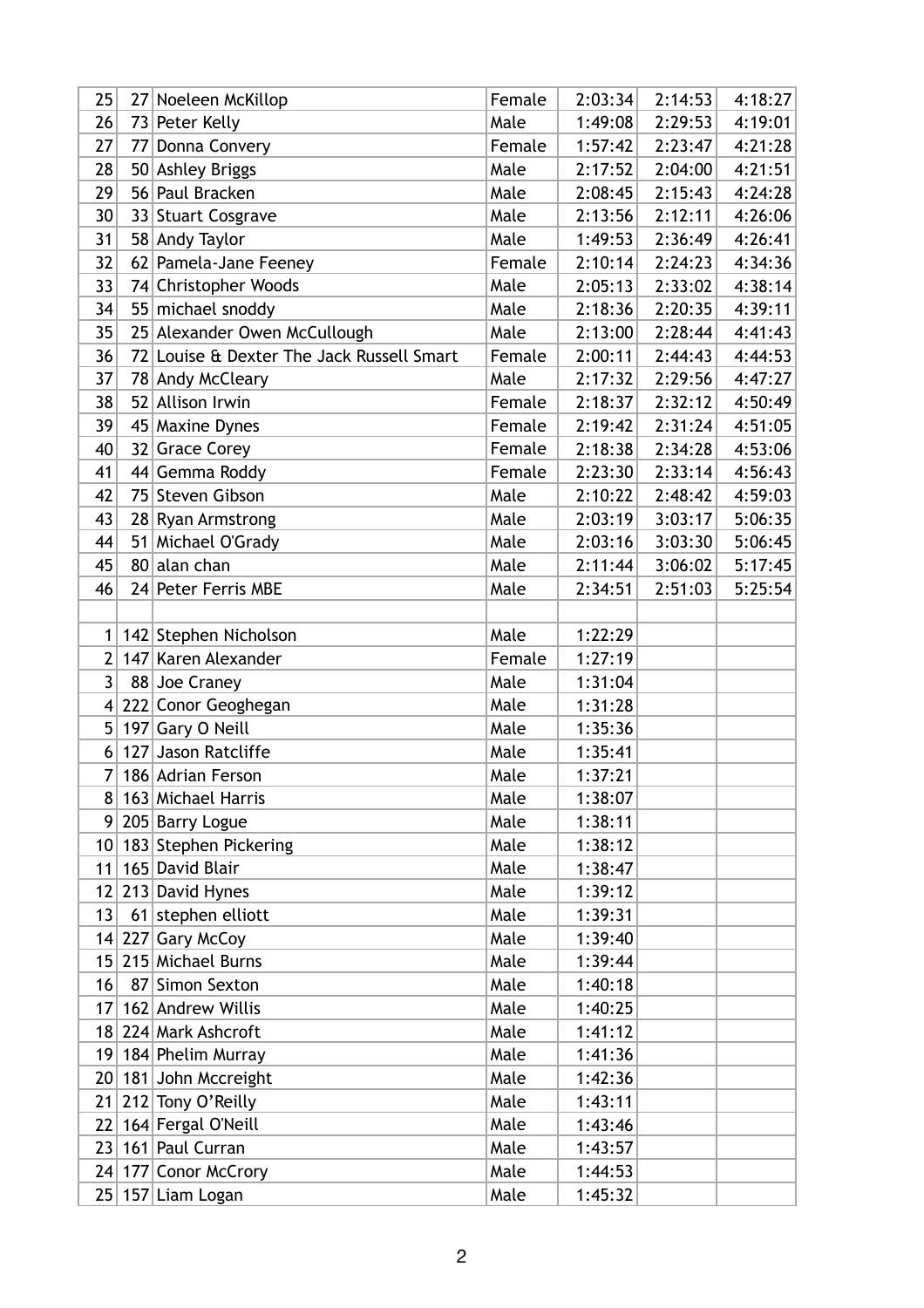| | | | | | | |
|---|---|---|---|---|---|---|
| 25 | 27 | Noeleen McKillop | Female | 2:03:34 | 2:14:53 | 4:18:27 |
| 26 | 73 | Peter Kelly | Male | 1:49:08 | 2:29:53 | 4:19:01 |
| 27 | 77 | Donna Convery | Female | 1:57:42 | 2:23:47 | 4:21:28 |
| 28 | 50 | Ashley Briggs | Male | 2:17:52 | 2:04:00 | 4:21:51 |
| 29 | 56 | Paul Bracken | Male | 2:08:45 | 2:15:43 | 4:24:28 |
| 30 | 33 | Stuart Cosgrave | Male | 2:13:56 | 2:12:11 | 4:26:06 |
| 31 | 58 | Andy Taylor | Male | 1:49:53 | 2:36:49 | 4:26:41 |
| 32 | 62 | Pamela-Jane Feeney | Female | 2:10:14 | 2:24:23 | 4:34:36 |
| 33 | 74 | Christopher Woods | Male | 2:05:13 | 2:33:02 | 4:38:14 |
| 34 | 55 | michael snoddy | Male | 2:18:36 | 2:20:35 | 4:39:11 |
| 35 | 25 | Alexander Owen McCullough | Male | 2:13:00 | 2:28:44 | 4:41:43 |
| 36 | 72 | Louise & Dexter The Jack Russell Smart | Female | 2:00:11 | 2:44:43 | 4:44:53 |
| 37 | 78 | Andy McCleary | Male | 2:17:32 | 2:29:56 | 4:47:27 |
| 38 | 52 | Allison Irwin | Female | 2:18:37 | 2:32:12 | 4:50:49 |
| 39 | 45 | Maxine Dynes | Female | 2:19:42 | 2:31:24 | 4:51:05 |
| 40 | 32 | Grace Corey | Female | 2:18:38 | 2:34:28 | 4:53:06 |
| 41 | 44 | Gemma Roddy | Female | 2:23:30 | 2:33:14 | 4:56:43 |
| 42 | 75 | Steven Gibson | Male | 2:10:22 | 2:48:42 | 4:59:03 |
| 43 | 28 | Ryan Armstrong | Male | 2:03:19 | 3:03:17 | 5:06:35 |
| 44 | 51 | Michael O'Grady | Male | 2:03:16 | 3:03:30 | 5:06:45 |
| 45 | 80 | alan chan | Male | 2:11:44 | 3:06:02 | 5:17:45 |
| 46 | 24 | Peter Ferris MBE | Male | 2:34:51 | 2:51:03 | 5:25:54 |
| | | | | | | |
| 1 | 142 | Stephen Nicholson | Male | 1:22:29 | | |
| 2 | 147 | Karen Alexander | Female | 1:27:19 | | |
| 3 | 88 | Joe Craney | Male | 1:31:04 | | |
| 4 | 222 | Conor Geoghegan | Male | 1:31:28 | | |
| 5 | 197 | Gary O Neill | Male | 1:35:36 | | |
| 6 | 127 | Jason Ratcliffe | Male | 1:35:41 | | |
| 7 | 186 | Adrian Ferson | Male | 1:37:21 | | |
| 8 | 163 | Michael Harris | Male | 1:38:07 | | |
| 9 | 205 | Barry Logue | Male | 1:38:11 | | |
| 10 | 183 | Stephen Pickering | Male | 1:38:12 | | |
| 11 | 165 | David Blair | Male | 1:38:47 | | |
| 12 | 213 | David Hynes | Male | 1:39:12 | | |
| 13 | 61 | stephen elliott | Male | 1:39:31 | | |
| 14 | 227 | Gary McCoy | Male | 1:39:40 | | |
| 15 | 215 | Michael Burns | Male | 1:39:44 | | |
| 16 | 87 | Simon Sexton | Male | 1:40:18 | | |
| 17 | 162 | Andrew Willis | Male | 1:40:25 | | |
| 18 | 224 | Mark Ashcroft | Male | 1:41:12 | | |
| 19 | 184 | Phelim Murray | Male | 1:41:36 | | |
| 20 | 181 | John Mccreight | Male | 1:42:36 | | |
| 21 | 212 | Tony O'Reilly | Male | 1:43:11 | | |
| 22 | 164 | Fergal O'Neill | Male | 1:43:46 | | |
| 23 | 161 | Paul Curran | Male | 1:43:57 | | |
| 24 | 177 | Conor McCrory | Male | 1:44:53 | | |
| 25 | 157 | Liam Logan | Male | 1:45:32 | | |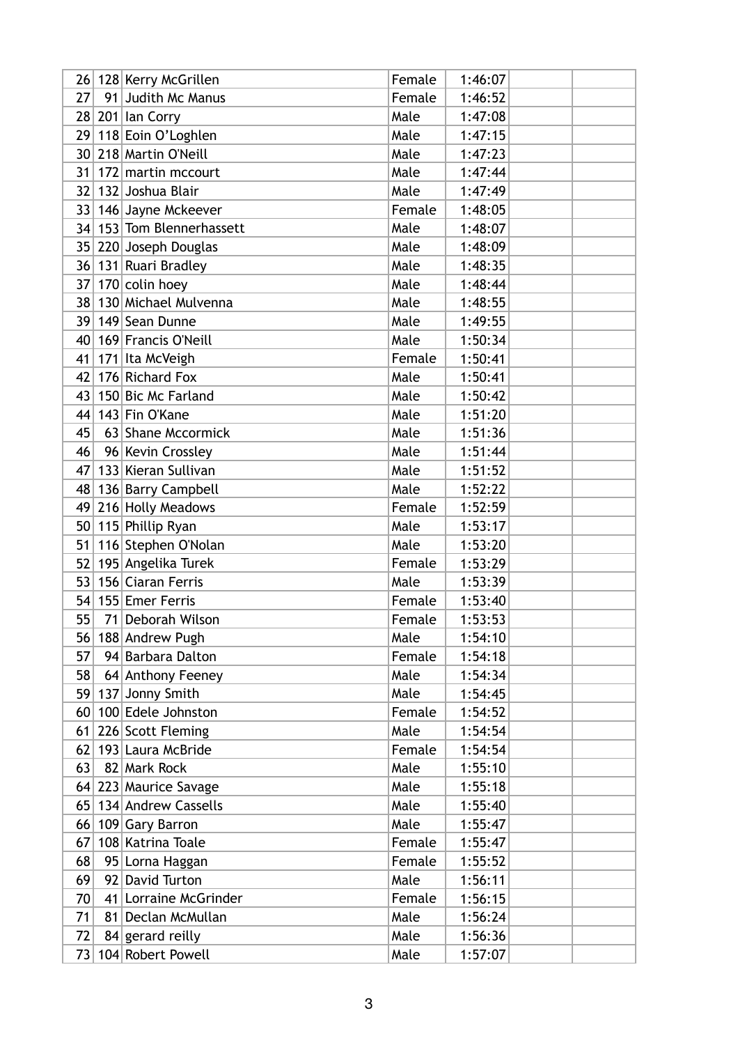| | | | | | | |
|---|---|---|---|---|---|---|
| 26 | 128 | Kerry McGrillen | Female | 1:46:07 | | |
| 27 | 91 | Judith Mc Manus | Female | 1:46:52 | | |
| 28 | 201 | Ian Corry | Male | 1:47:08 | | |
| 29 | 118 | Eoin O'Loghlen | Male | 1:47:15 | | |
| 30 | 218 | Martin O'Neill | Male | 1:47:23 | | |
| 31 | 172 | martin mccourt | Male | 1:47:44 | | |
| 32 | 132 | Joshua Blair | Male | 1:47:49 | | |
| 33 | 146 | Jayne Mckeever | Female | 1:48:05 | | |
| 34 | 153 | Tom Blennerhassett | Male | 1:48:07 | | |
| 35 | 220 | Joseph Douglas | Male | 1:48:09 | | |
| 36 | 131 | Ruari Bradley | Male | 1:48:35 | | |
| 37 | 170 | colin hoey | Male | 1:48:44 | | |
| 38 | 130 | Michael Mulvenna | Male | 1:48:55 | | |
| 39 | 149 | Sean Dunne | Male | 1:49:55 | | |
| 40 | 169 | Francis O'Neill | Male | 1:50:34 | | |
| 41 | 171 | Ita McVeigh | Female | 1:50:41 | | |
| 42 | 176 | Richard Fox | Male | 1:50:41 | | |
| 43 | 150 | Bic Mc Farland | Male | 1:50:42 | | |
| 44 | 143 | Fin O'Kane | Male | 1:51:20 | | |
| 45 | 63 | Shane Mccormick | Male | 1:51:36 | | |
| 46 | 96 | Kevin Crossley | Male | 1:51:44 | | |
| 47 | 133 | Kieran Sullivan | Male | 1:51:52 | | |
| 48 | 136 | Barry Campbell | Male | 1:52:22 | | |
| 49 | 216 | Holly Meadows | Female | 1:52:59 | | |
| 50 | 115 | Phillip Ryan | Male | 1:53:17 | | |
| 51 | 116 | Stephen O'Nolan | Male | 1:53:20 | | |
| 52 | 195 | Angelika Turek | Female | 1:53:29 | | |
| 53 | 156 | Ciaran Ferris | Male | 1:53:39 | | |
| 54 | 155 | Emer Ferris | Female | 1:53:40 | | |
| 55 | 71 | Deborah Wilson | Female | 1:53:53 | | |
| 56 | 188 | Andrew Pugh | Male | 1:54:10 | | |
| 57 | 94 | Barbara Dalton | Female | 1:54:18 | | |
| 58 | 64 | Anthony Feeney | Male | 1:54:34 | | |
| 59 | 137 | Jonny Smith | Male | 1:54:45 | | |
| 60 | 100 | Edele Johnston | Female | 1:54:52 | | |
| 61 | 226 | Scott Fleming | Male | 1:54:54 | | |
| 62 | 193 | Laura McBride | Female | 1:54:54 | | |
| 63 | 82 | Mark Rock | Male | 1:55:10 | | |
| 64 | 223 | Maurice Savage | Male | 1:55:18 | | |
| 65 | 134 | Andrew Cassells | Male | 1:55:40 | | |
| 66 | 109 | Gary Barron | Male | 1:55:47 | | |
| 67 | 108 | Katrina Toale | Female | 1:55:47 | | |
| 68 | 95 | Lorna Haggan | Female | 1:55:52 | | |
| 69 | 92 | David Turton | Male | 1:56:11 | | |
| 70 | 41 | Lorraine McGrinder | Female | 1:56:15 | | |
| 71 | 81 | Declan McMullan | Male | 1:56:24 | | |
| 72 | 84 | gerard reilly | Male | 1:56:36 | | |
| 73 | 104 | Robert Powell | Male | 1:57:07 | | |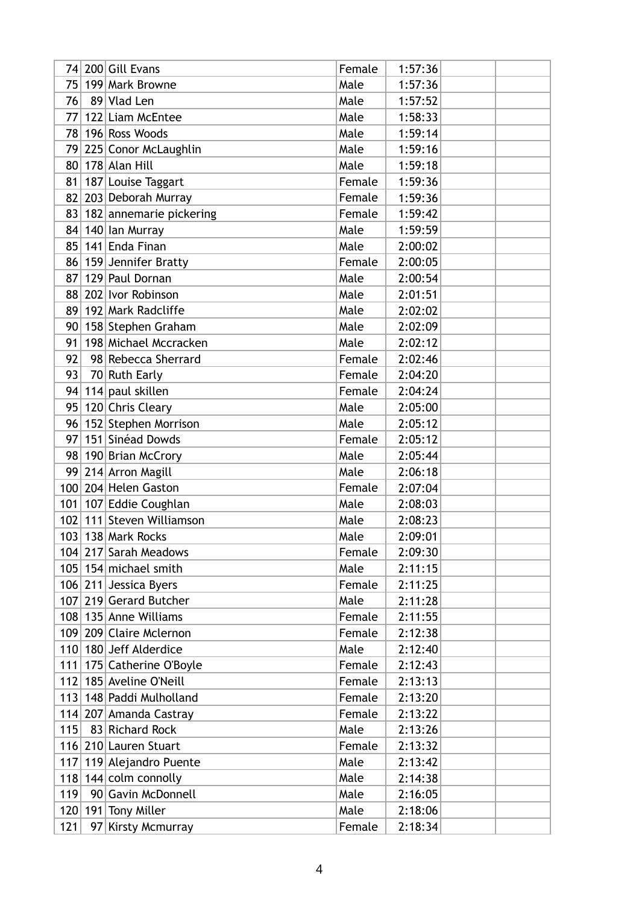| | | | | | | |
|---|---|---|---|---|---|---|
| 74 | 200 | Gill Evans | Female | 1:57:36 | | |
| 75 | 199 | Mark Browne | Male | 1:57:36 | | |
| 76 | 89 | Vlad Len | Male | 1:57:52 | | |
| 77 | 122 | Liam McEntee | Male | 1:58:33 | | |
| 78 | 196 | Ross Woods | Male | 1:59:14 | | |
| 79 | 225 | Conor McLaughlin | Male | 1:59:16 | | |
| 80 | 178 | Alan Hill | Male | 1:59:18 | | |
| 81 | 187 | Louise Taggart | Female | 1:59:36 | | |
| 82 | 203 | Deborah Murray | Female | 1:59:36 | | |
| 83 | 182 | annemarie pickering | Female | 1:59:42 | | |
| 84 | 140 | Ian Murray | Male | 1:59:59 | | |
| 85 | 141 | Enda Finan | Male | 2:00:02 | | |
| 86 | 159 | Jennifer Bratty | Female | 2:00:05 | | |
| 87 | 129 | Paul Dornan | Male | 2:00:54 | | |
| 88 | 202 | Ivor Robinson | Male | 2:01:51 | | |
| 89 | 192 | Mark Radcliffe | Male | 2:02:02 | | |
| 90 | 158 | Stephen Graham | Male | 2:02:09 | | |
| 91 | 198 | Michael Mccracken | Male | 2:02:12 | | |
| 92 | 98 | Rebecca Sherrard | Female | 2:02:46 | | |
| 93 | 70 | Ruth Early | Female | 2:04:20 | | |
| 94 | 114 | paul skillen | Female | 2:04:24 | | |
| 95 | 120 | Chris Cleary | Male | 2:05:00 | | |
| 96 | 152 | Stephen Morrison | Male | 2:05:12 | | |
| 97 | 151 | Sinéad Dowds | Female | 2:05:12 | | |
| 98 | 190 | Brian McCrory | Male | 2:05:44 | | |
| 99 | 214 | Arron Magill | Male | 2:06:18 | | |
| 100 | 204 | Helen Gaston | Female | 2:07:04 | | |
| 101 | 107 | Eddie Coughlan | Male | 2:08:03 | | |
| 102 | 111 | Steven Williamson | Male | 2:08:23 | | |
| 103 | 138 | Mark Rocks | Male | 2:09:01 | | |
| 104 | 217 | Sarah Meadows | Female | 2:09:30 | | |
| 105 | 154 | michael smith | Male | 2:11:15 | | |
| 106 | 211 | Jessica Byers | Female | 2:11:25 | | |
| 107 | 219 | Gerard Butcher | Male | 2:11:28 | | |
| 108 | 135 | Anne Williams | Female | 2:11:55 | | |
| 109 | 209 | Claire Mclernon | Female | 2:12:38 | | |
| 110 | 180 | Jeff Alderdice | Male | 2:12:40 | | |
| 111 | 175 | Catherine O'Boyle | Female | 2:12:43 | | |
| 112 | 185 | Aveline O'Neill | Female | 2:13:13 | | |
| 113 | 148 | Paddi Mulholland | Female | 2:13:20 | | |
| 114 | 207 | Amanda Castray | Female | 2:13:22 | | |
| 115 | 83 | Richard Rock | Male | 2:13:26 | | |
| 116 | 210 | Lauren Stuart | Female | 2:13:32 | | |
| 117 | 119 | Alejandro Puente | Male | 2:13:42 | | |
| 118 | 144 | colm connolly | Male | 2:14:38 | | |
| 119 | 90 | Gavin McDonnell | Male | 2:16:05 | | |
| 120 | 191 | Tony Miller | Male | 2:18:06 | | |
| 121 | 97 | Kirsty Mcmurray | Female | 2:18:34 | | |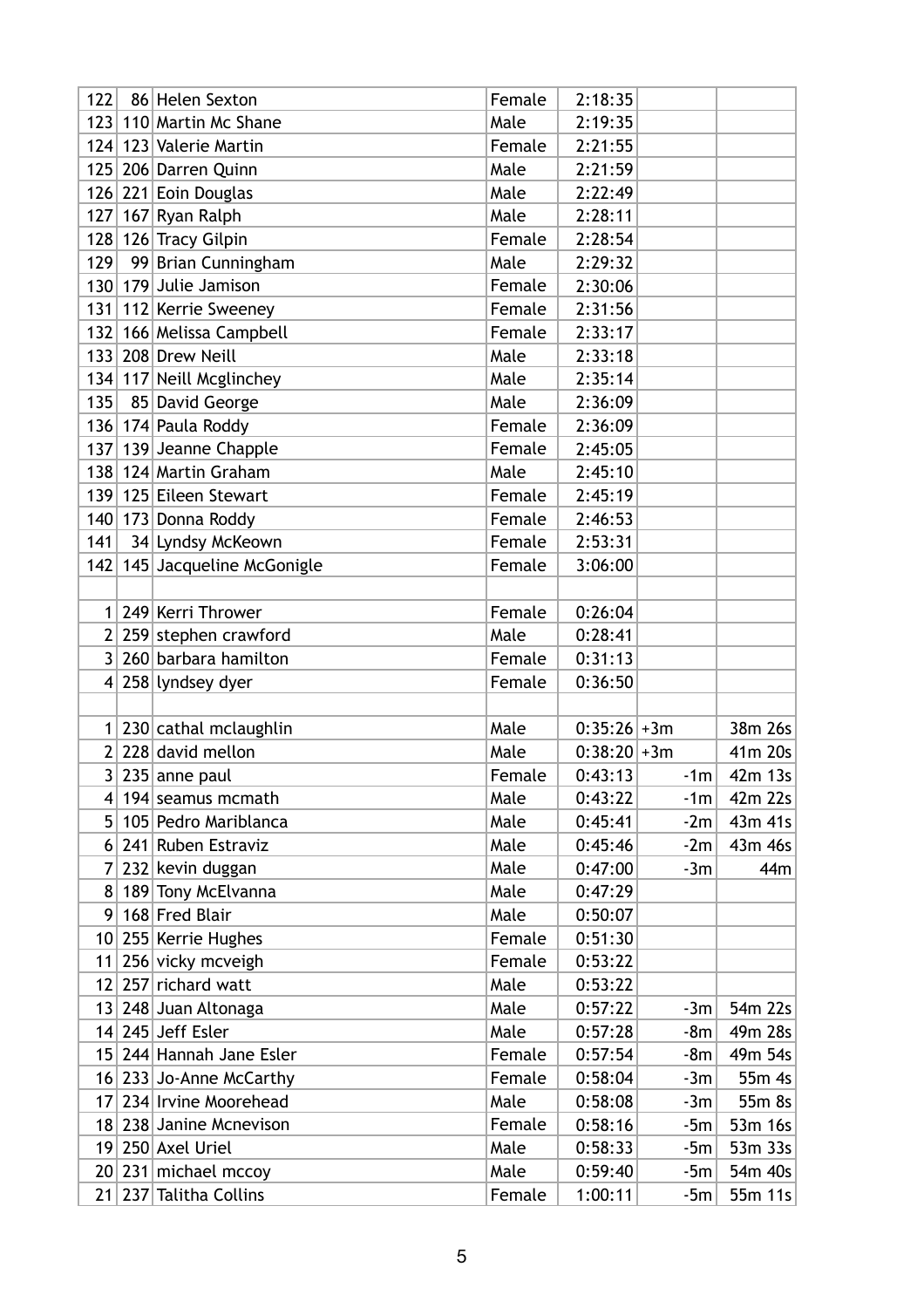| | | | | | | |
|---|---|---|---|---|---|---|
| 122 | 86 | Helen Sexton | Female | 2:18:35 | | |
| 123 | 110 | Martin Mc Shane | Male | 2:19:35 | | |
| 124 | 123 | Valerie Martin | Female | 2:21:55 | | |
| 125 | 206 | Darren Quinn | Male | 2:21:59 | | |
| 126 | 221 | Eoin Douglas | Male | 2:22:49 | | |
| 127 | 167 | Ryan Ralph | Male | 2:28:11 | | |
| 128 | 126 | Tracy Gilpin | Female | 2:28:54 | | |
| 129 | 99 | Brian Cunningham | Male | 2:29:32 | | |
| 130 | 179 | Julie Jamison | Female | 2:30:06 | | |
| 131 | 112 | Kerrie Sweeney | Female | 2:31:56 | | |
| 132 | 166 | Melissa Campbell | Female | 2:33:17 | | |
| 133 | 208 | Drew Neill | Male | 2:33:18 | | |
| 134 | 117 | Neill Mcglinchey | Male | 2:35:14 | | |
| 135 | 85 | David George | Male | 2:36:09 | | |
| 136 | 174 | Paula Roddy | Female | 2:36:09 | | |
| 137 | 139 | Jeanne Chapple | Female | 2:45:05 | | |
| 138 | 124 | Martin Graham | Male | 2:45:10 | | |
| 139 | 125 | Eileen Stewart | Female | 2:45:19 | | |
| 140 | 173 | Donna Roddy | Female | 2:46:53 | | |
| 141 | 34 | Lyndsy McKeown | Female | 2:53:31 | | |
| 142 | 145 | Jacqueline McGonigle | Female | 3:06:00 | | |
| | | | | | | |
| 1 | 249 | Kerri Thrower | Female | 0:26:04 | | |
| 2 | 259 | stephen crawford | Male | 0:28:41 | | |
| 3 | 260 | barbara hamilton | Female | 0:31:13 | | |
| 4 | 258 | lyndsey dyer | Female | 0:36:50 | | |
| | | | | | | |
| 1 | 230 | cathal mclaughlin | Male | 0:35:26 | +3m | 38m 26s |
| 2 | 228 | david mellon | Male | 0:38:20 | +3m | 41m 20s |
| 3 | 235 | anne paul | Female | 0:43:13 | -1m | 42m 13s |
| 4 | 194 | seamus mcmath | Male | 0:43:22 | -1m | 42m 22s |
| 5 | 105 | Pedro Mariblanca | Male | 0:45:41 | -2m | 43m 41s |
| 6 | 241 | Ruben Estraviz | Male | 0:45:46 | -2m | 43m 46s |
| 7 | 232 | kevin duggan | Male | 0:47:00 | -3m | 44m |
| 8 | 189 | Tony McElvanna | Male | 0:47:29 | | |
| 9 | 168 | Fred Blair | Male | 0:50:07 | | |
| 10 | 255 | Kerrie Hughes | Female | 0:51:30 | | |
| 11 | 256 | vicky mcveigh | Female | 0:53:22 | | |
| 12 | 257 | richard watt | Male | 0:53:22 | | |
| 13 | 248 | Juan Altonaga | Male | 0:57:22 | -3m | 54m 22s |
| 14 | 245 | Jeff Esler | Male | 0:57:28 | -8m | 49m 28s |
| 15 | 244 | Hannah Jane Esler | Female | 0:57:54 | -8m | 49m 54s |
| 16 | 233 | Jo-Anne McCarthy | Female | 0:58:04 | -3m | 55m 4s |
| 17 | 234 | Irvine Moorehead | Male | 0:58:08 | -3m | 55m 8s |
| 18 | 238 | Janine Mcnevison | Female | 0:58:16 | -5m | 53m 16s |
| 19 | 250 | Axel Uriel | Male | 0:58:33 | -5m | 53m 33s |
| 20 | 231 | michael mccoy | Male | 0:59:40 | -5m | 54m 40s |
| 21 | 237 | Talitha Collins | Female | 1:00:11 | -5m | 55m 11s |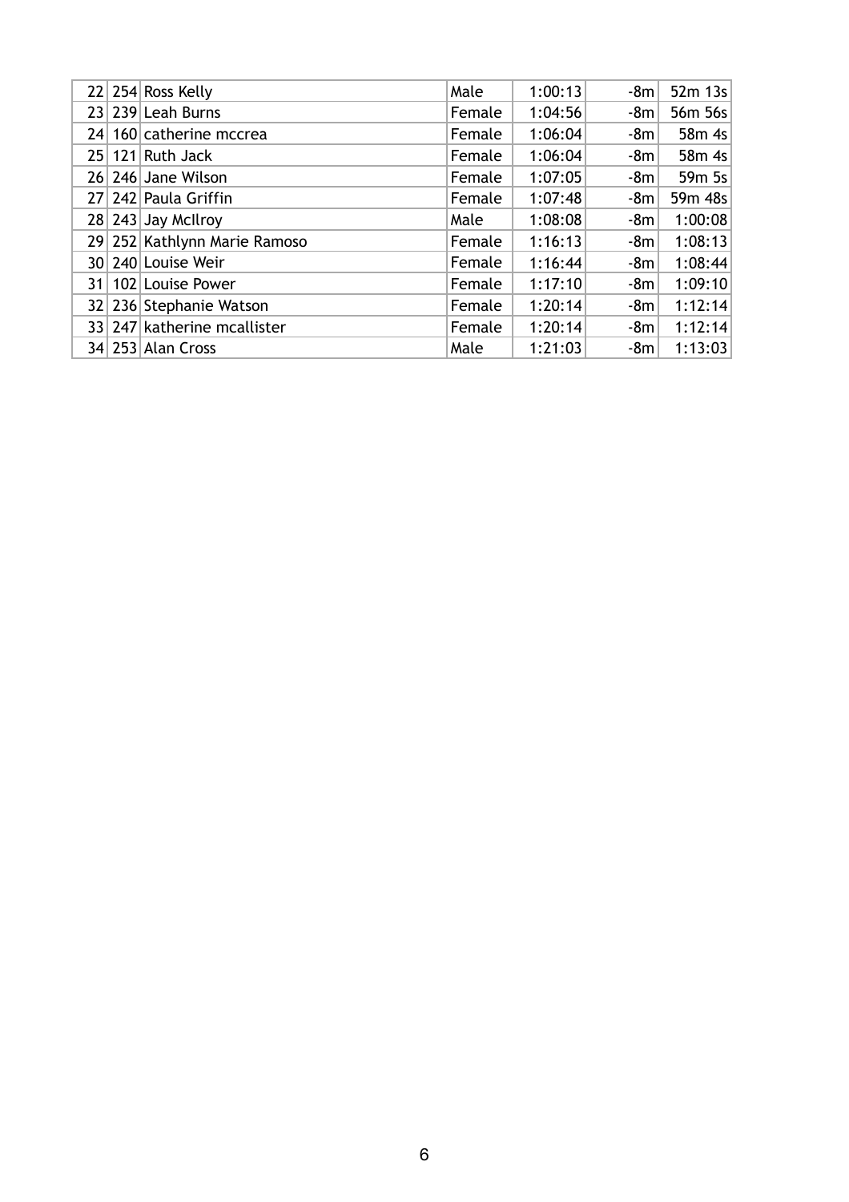| | | | | | | |
|---|---|---|---|---|---|---|
| 22 | 254 | Ross Kelly | Male | 1:00:13 | -8m | 52m 13s |
| 23 | 239 | Leah Burns | Female | 1:04:56 | -8m | 56m 56s |
| 24 | 160 | catherine mccrea | Female | 1:06:04 | -8m | 58m 4s |
| 25 | 121 | Ruth Jack | Female | 1:06:04 | -8m | 58m 4s |
| 26 | 246 | Jane Wilson | Female | 1:07:05 | -8m | 59m 5s |
| 27 | 242 | Paula Griffin | Female | 1:07:48 | -8m | 59m 48s |
| 28 | 243 | Jay McIlroy | Male | 1:08:08 | -8m | 1:00:08 |
| 29 | 252 | Kathlynn Marie Ramoso | Female | 1:16:13 | -8m | 1:08:13 |
| 30 | 240 | Louise Weir | Female | 1:16:44 | -8m | 1:08:44 |
| 31 | 102 | Louise Power | Female | 1:17:10 | -8m | 1:09:10 |
| 32 | 236 | Stephanie Watson | Female | 1:20:14 | -8m | 1:12:14 |
| 33 | 247 | katherine mcallister | Female | 1:20:14 | -8m | 1:12:14 |
| 34 | 253 | Alan Cross | Male | 1:21:03 | -8m | 1:13:03 |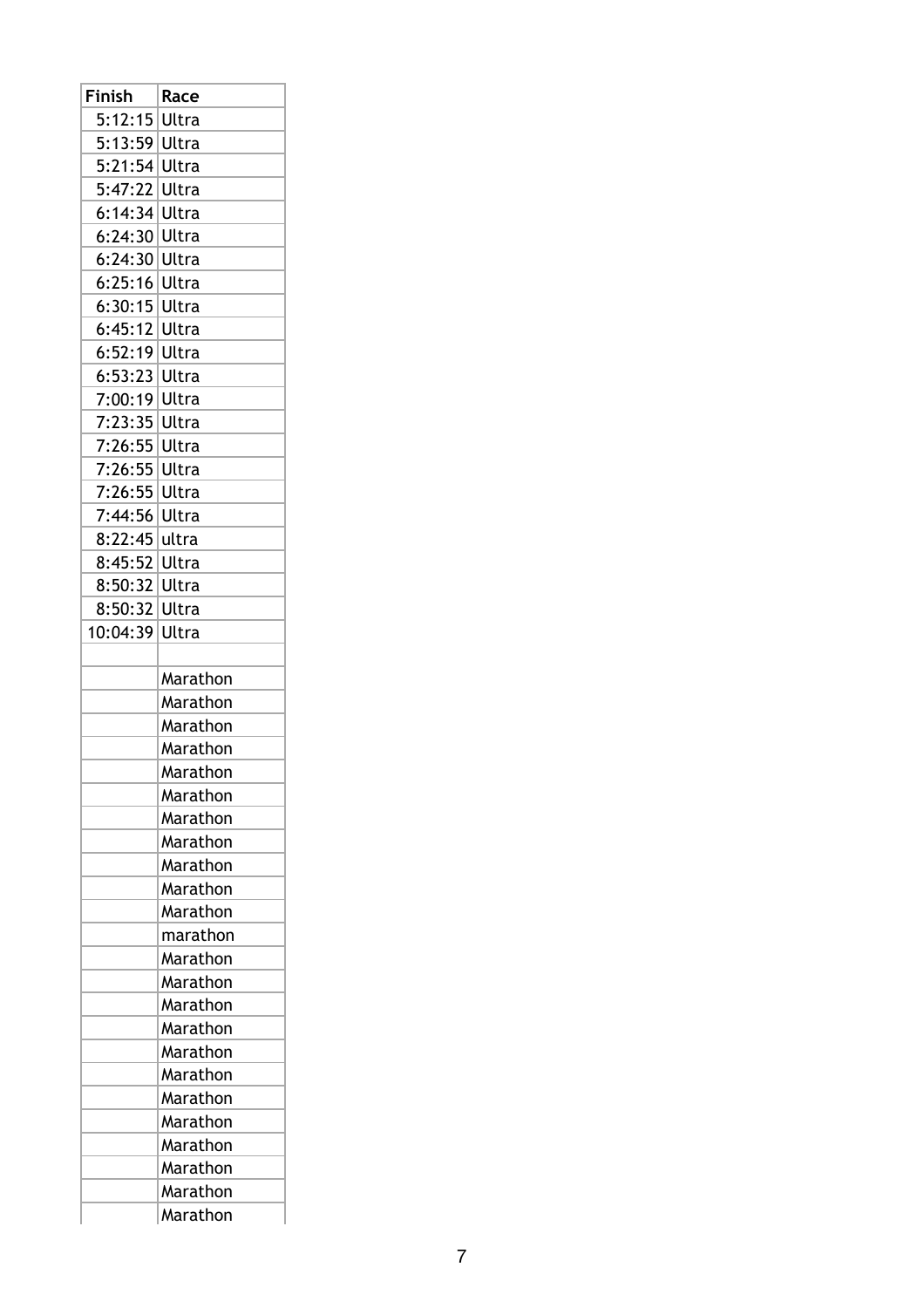| Finish | Race |
|---|---|
| 5:12:15 | Ultra |
| 5:13:59 | Ultra |
| 5:21:54 | Ultra |
| 5:47:22 | Ultra |
| 6:14:34 | Ultra |
| 6:24:30 | Ultra |
| 6:24:30 | Ultra |
| 6:25:16 | Ultra |
| 6:30:15 | Ultra |
| 6:45:12 | Ultra |
| 6:52:19 | Ultra |
| 6:53:23 | Ultra |
| 7:00:19 | Ultra |
| 7:23:35 | Ultra |
| 7:26:55 | Ultra |
| 7:26:55 | Ultra |
| 7:26:55 | Ultra |
| 7:44:56 | Ultra |
| 8:22:45 | ultra |
| 8:45:52 | Ultra |
| 8:50:32 | Ultra |
| 8:50:32 | Ultra |
| 10:04:39 | Ultra |
| | |
| | Marathon |
| | Marathon |
| | Marathon |
| | Marathon |
| | Marathon |
| | Marathon |
| | Marathon |
| | Marathon |
| | Marathon |
| | Marathon |
| | Marathon |
| | marathon |
| | Marathon |
| | Marathon |
| | Marathon |
| | Marathon |
| | Marathon |
| | Marathon |
| | Marathon |
| | Marathon |
| | Marathon |
| | Marathon |
| | Marathon |
| | Marathon |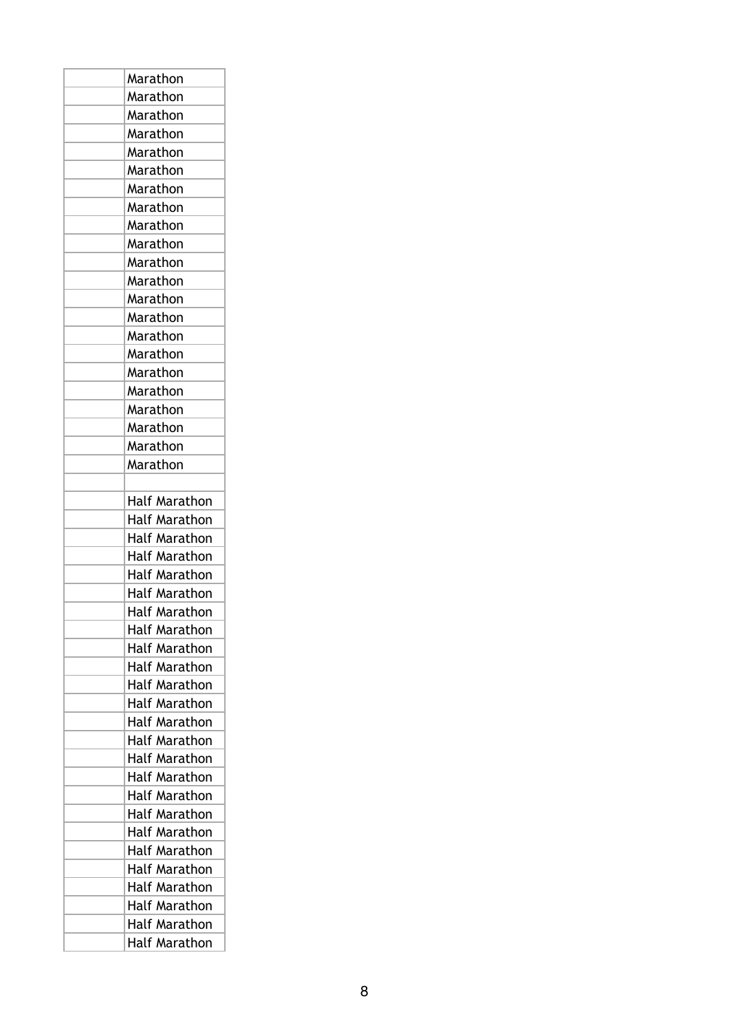| | |
|---|---|
| | Marathon |
| | Marathon |
| | Marathon |
| | Marathon |
| | Marathon |
| | Marathon |
| | Marathon |
| | Marathon |
| | Marathon |
| | Marathon |
| | Marathon |
| | Marathon |
| | Marathon |
| | Marathon |
| | Marathon |
| | Marathon |
| | Marathon |
| | Marathon |
| | Marathon |
| | Marathon |
| | Marathon |
| | Marathon |
| | |
| | Half Marathon |
| | Half Marathon |
| | Half Marathon |
| | Half Marathon |
| | Half Marathon |
| | Half Marathon |
| | Half Marathon |
| | Half Marathon |
| | Half Marathon |
| | Half Marathon |
| | Half Marathon |
| | Half Marathon |
| | Half Marathon |
| | Half Marathon |
| | Half Marathon |
| | Half Marathon |
| | Half Marathon |
| | Half Marathon |
| | Half Marathon |
| | Half Marathon |
| | Half Marathon |
| | Half Marathon |
| | Half Marathon |
| | Half Marathon |
| | Half Marathon |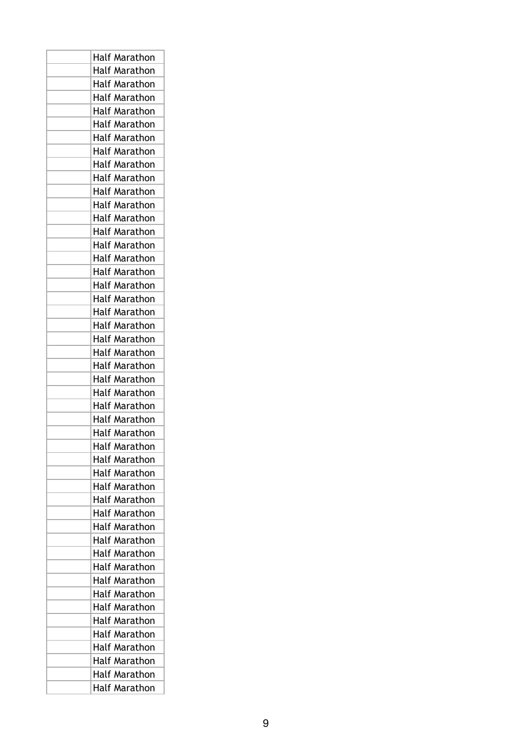| | Half Marathon |
|---|---|
| | Half Marathon |
| | Half Marathon |
| | Half Marathon |
| | Half Marathon |
| | Half Marathon |
| | Half Marathon |
| | Half Marathon |
| | Half Marathon |
| | Half Marathon |
| | Half Marathon |
| | Half Marathon |
| | Half Marathon |
| | Half Marathon |
| | Half Marathon |
| | Half Marathon |
| | Half Marathon |
| | Half Marathon |
| | Half Marathon |
| | Half Marathon |
| | Half Marathon |
| | Half Marathon |
| | Half Marathon |
| | Half Marathon |
| | Half Marathon |
| | Half Marathon |
| | Half Marathon |
| | Half Marathon |
| | Half Marathon |
| | Half Marathon |
| | Half Marathon |
| | Half Marathon |
| | Half Marathon |
| | Half Marathon |
| | Half Marathon |
| | Half Marathon |
| | Half Marathon |
| | Half Marathon |
| | Half Marathon |
| | Half Marathon |
| | Half Marathon |
| | Half Marathon |
| | Half Marathon |
| | Half Marathon |
| | Half Marathon |
| | Half Marathon |
| | Half Marathon |
| | Half Marathon |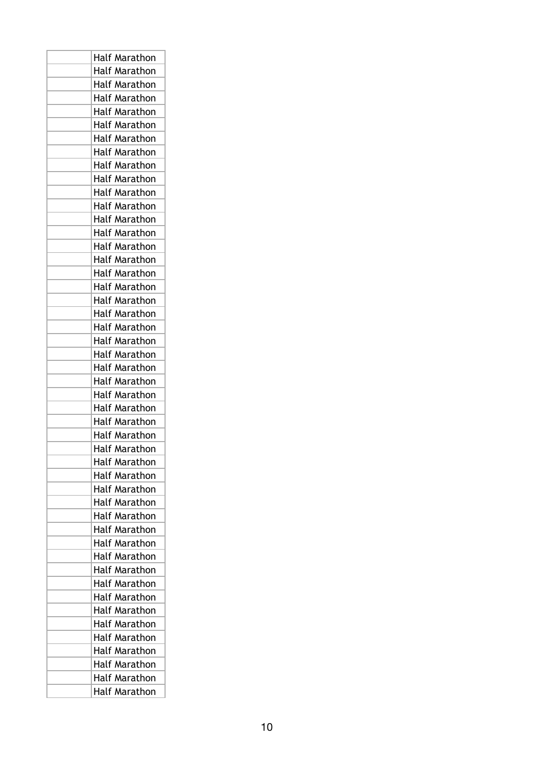| | |
|---|---|
| | Half Marathon |
| | Half Marathon |
| | Half Marathon |
| | Half Marathon |
| | Half Marathon |
| | Half Marathon |
| | Half Marathon |
| | Half Marathon |
| | Half Marathon |
| | Half Marathon |
| | Half Marathon |
| | Half Marathon |
| | Half Marathon |
| | Half Marathon |
| | Half Marathon |
| | Half Marathon |
| | Half Marathon |
| | Half Marathon |
| | Half Marathon |
| | Half Marathon |
| | Half Marathon |
| | Half Marathon |
| | Half Marathon |
| | Half Marathon |
| | Half Marathon |
| | Half Marathon |
| | Half Marathon |
| | Half Marathon |
| | Half Marathon |
| | Half Marathon |
| | Half Marathon |
| | Half Marathon |
| | Half Marathon |
| | Half Marathon |
| | Half Marathon |
| | Half Marathon |
| | Half Marathon |
| | Half Marathon |
| | Half Marathon |
| | Half Marathon |
| | Half Marathon |
| | Half Marathon |
| | Half Marathon |
| | Half Marathon |
| | Half Marathon |
| | Half Marathon |
| | Half Marathon |
| | Half Marathon |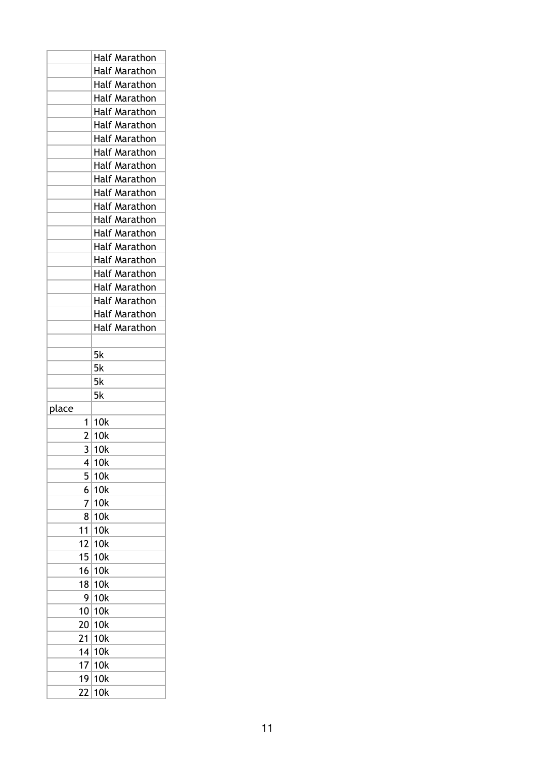| | |
|---|---|
| | Half Marathon |
| | Half Marathon |
| | Half Marathon |
| | Half Marathon |
| | Half Marathon |
| | Half Marathon |
| | Half Marathon |
| | Half Marathon |
| | Half Marathon |
| | Half Marathon |
| | Half Marathon |
| | Half Marathon |
| | Half Marathon |
| | Half Marathon |
| | Half Marathon |
| | Half Marathon |
| | Half Marathon |
| | Half Marathon |
| | Half Marathon |
| | Half Marathon |
| | Half Marathon |
| | |
| | 5k |
| | 5k |
| | 5k |
| | 5k |
| place | |
| 1 | 10k |
| 2 | 10k |
| 3 | 10k |
| 4 | 10k |
| 5 | 10k |
| 6 | 10k |
| 7 | 10k |
| 8 | 10k |
| 11 | 10k |
| 12 | 10k |
| 15 | 10k |
| 16 | 10k |
| 18 | 10k |
| 9 | 10k |
| 10 | 10k |
| 20 | 10k |
| 21 | 10k |
| 14 | 10k |
| 17 | 10k |
| 19 | 10k |
| 22 | 10k |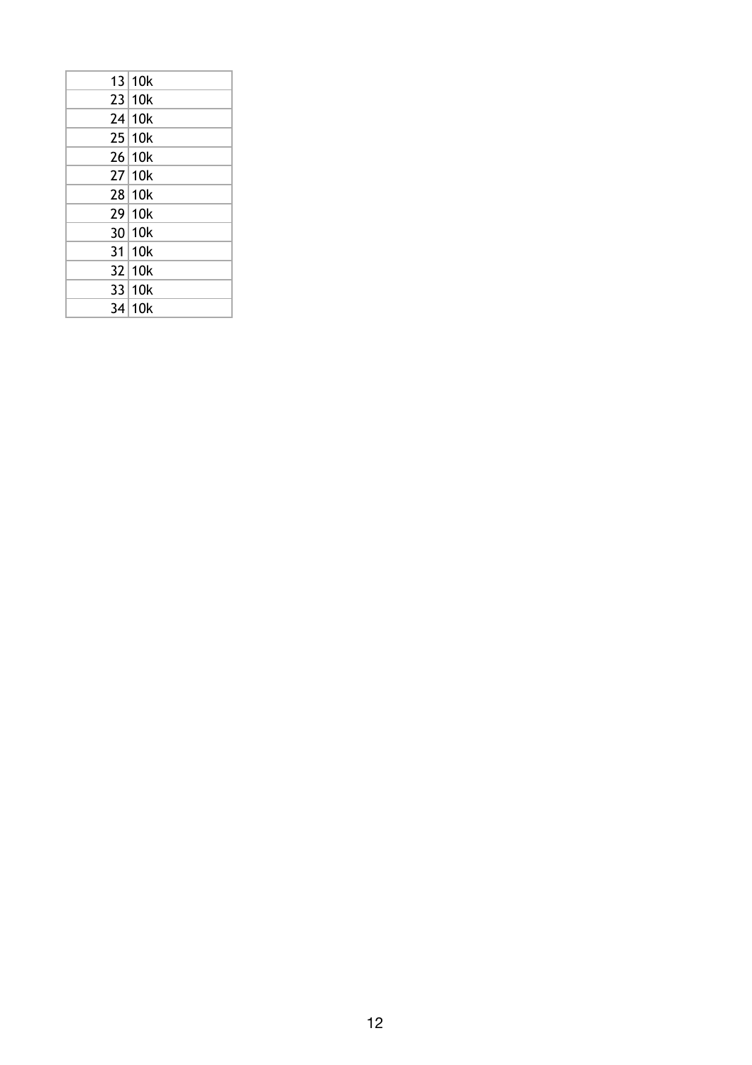| | |
|---|---|
| 13 | 10k |
| 23 | 10k |
| 24 | 10k |
| 25 | 10k |
| 26 | 10k |
| 27 | 10k |
| 28 | 10k |
| 29 | 10k |
| 30 | 10k |
| 31 | 10k |
| 32 | 10k |
| 33 | 10k |
| 34 | 10k |